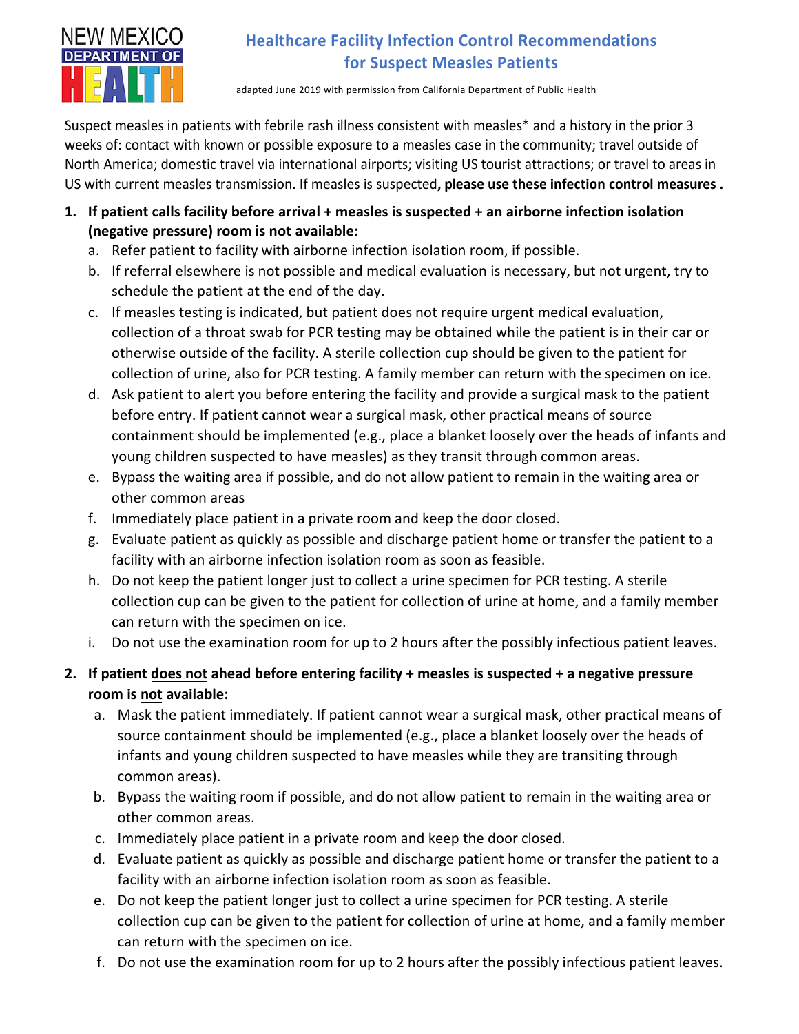NEW MEXICO DEPARTMENT OF HEALTH

# Healthcare Facility Infection Control Recommendations for Suspect Measles Patients

adapted June 2019 with permission from California Department of Public Health

Suspect measles in patients with febrile rash illness consistent with measles* and a history in the prior 3 weeks of: contact with known or possible exposure to a measles case in the community; travel outside of North America; domestic travel via international airports; visiting US tourist attractions; or travel to areas in US with current measles transmission. If measles is suspected**, please use these infection control measures .**

1. **If patient calls facility before arrival + measles is suspected + an airborne infection isolation (negative pressure) room is not available:**
   a. Refer patient to facility with airborne infection isolation room, if possible.
   b. If referral elsewhere is not possible and medical evaluation is necessary, but not urgent, try to schedule the patient at the end of the day.
   c. If measles testing is indicated, but patient does not require urgent medical evaluation, collection of a throat swab for PCR testing may be obtained while the patient is in their car or otherwise outside of the facility. A sterile collection cup should be given to the patient for collection of urine, also for PCR testing. A family member can return with the specimen on ice.
   d. Ask patient to alert you before entering the facility and provide a surgical mask to the patient before entry. If patient cannot wear a surgical mask, other practical means of source containment should be implemented (e.g., place a blanket loosely over the heads of infants and young children suspected to have measles) as they transit through common areas.
   e. Bypass the waiting area if possible, and do not allow patient to remain in the waiting area or other common areas
   f. Immediately place patient in a private room and keep the door closed.
   g. Evaluate patient as quickly as possible and discharge patient home or transfer the patient to a facility with an airborne infection isolation room as soon as feasible.
   h. Do not keep the patient longer just to collect a urine specimen for PCR testing. A sterile collection cup can be given to the patient for collection of urine at home, and a family member can return with the specimen on ice.
   i. Do not use the examination room for up to 2 hours after the possibly infectious patient leaves.

2. **If patient <u>does not</u> ahead before entering facility + measles is suspected + a negative pressure room is <u>not</u> available:**
   a. Mask the patient immediately. If patient cannot wear a surgical mask, other practical means of source containment should be implemented (e.g., place a blanket loosely over the heads of infants and young children suspected to have measles while they are transiting through common areas).
   b. Bypass the waiting room if possible, and do not allow patient to remain in the waiting area or other common areas.
   c. Immediately place patient in a private room and keep the door closed.
   d. Evaluate patient as quickly as possible and discharge patient home or transfer the patient to a facility with an airborne infection isolation room as soon as feasible.
   e. Do not keep the patient longer just to collect a urine specimen for PCR testing. A sterile collection cup can be given to the patient for collection of urine at home, and a family member can return with the specimen on ice.
   f. Do not use the examination room for up to 2 hours after the possibly infectious patient leaves.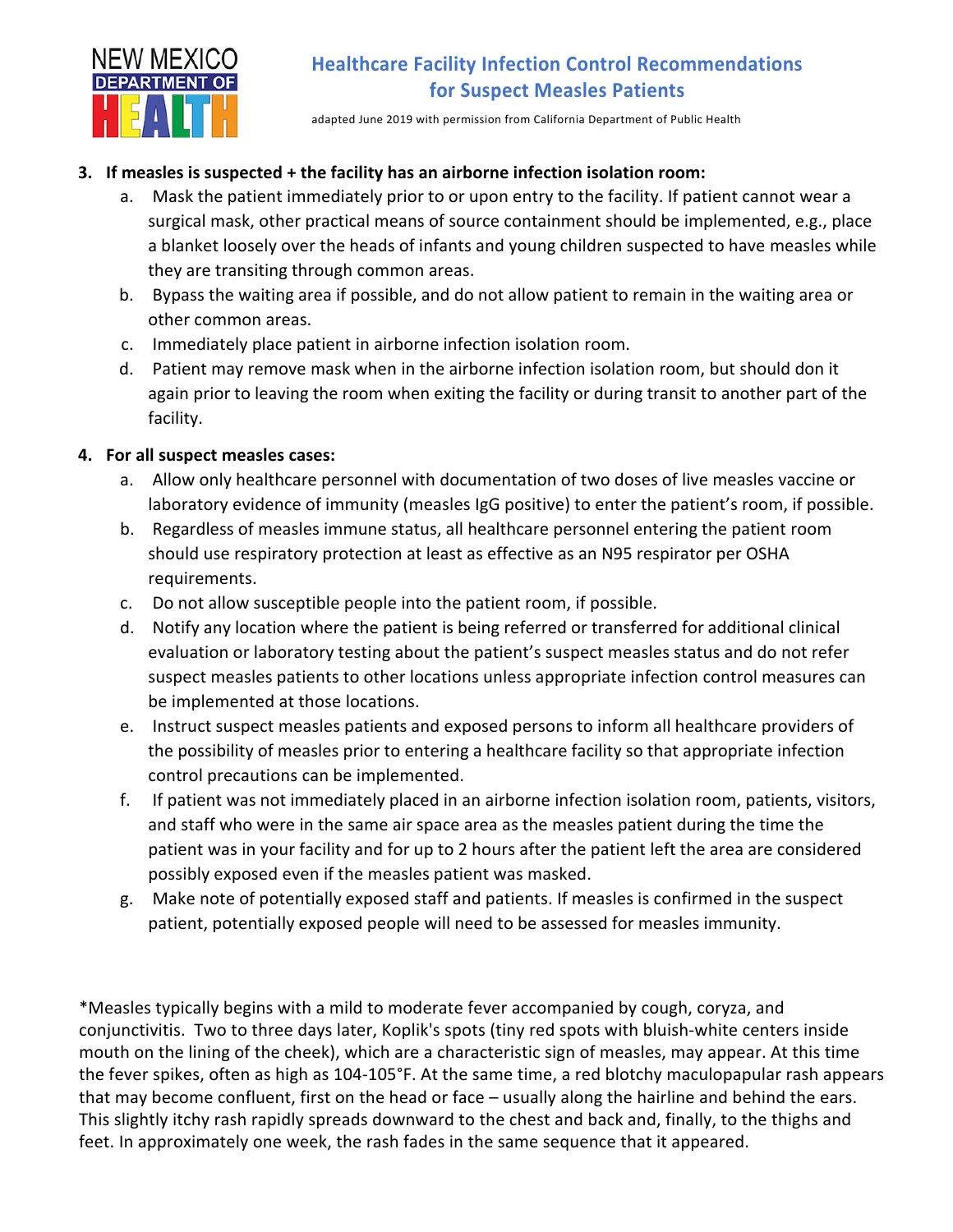# Healthcare Facility Infection Control Recommendations for Suspect Measles Patients

adapted June 2019 with permission from California Department of Public Health

3. **If measles is suspected + the facility has an airborne infection isolation room:**
   a. Mask the patient immediately prior to or upon entry to the facility. If patient cannot wear a surgical mask, other practical means of source containment should be implemented, e.g., place a blanket loosely over the heads of infants and young children suspected to have measles while they are transiting through common areas.
   b. Bypass the waiting area if possible, and do not allow patient to remain in the waiting area or other common areas.
   c. Immediately place patient in airborne infection isolation room.
   d. Patient may remove mask when in the airborne infection isolation room, but should don it again prior to leaving the room when exiting the facility or during transit to another part of the facility.

4. **For all suspect measles cases:**
   a. Allow only healthcare personnel with documentation of two doses of live measles vaccine or laboratory evidence of immunity (measles IgG positive) to enter the patient's room, if possible.
   b. Regardless of measles immune status, all healthcare personnel entering the patient room should use respiratory protection at least as effective as an N95 respirator per OSHA requirements.
   c. Do not allow susceptible people into the patient room, if possible.
   d. Notify any location where the patient is being referred or transferred for additional clinical evaluation or laboratory testing about the patient's suspect measles status and do not refer suspect measles patients to other locations unless appropriate infection control measures can be implemented at those locations.
   e. Instruct suspect measles patients and exposed persons to inform all healthcare providers of the possibility of measles prior to entering a healthcare facility so that appropriate infection control precautions can be implemented.
   f. If patient was not immediately placed in an airborne infection isolation room, patients, visitors, and staff who were in the same air space area as the measles patient during the time the patient was in your facility and for up to 2 hours after the patient left the area are considered possibly exposed even if the measles patient was masked.
   g. Make note of potentially exposed staff and patients. If measles is confirmed in the suspect patient, potentially exposed people will need to be assessed for measles immunity.

*Measles typically begins with a mild to moderate fever accompanied by cough, coryza, and conjunctivitis. Two to three days later, Koplik's spots (tiny red spots with bluish-white centers inside mouth on the lining of the cheek), which are a characteristic sign of measles, may appear. At this time the fever spikes, often as high as 104-105°F. At the same time, a red blotchy maculopapular rash appears that may become confluent, first on the head or face – usually along the hairline and behind the ears. This slightly itchy rash rapidly spreads downward to the chest and back and, finally, to the thighs and feet. In approximately one week, the rash fades in the same sequence that it appeared.